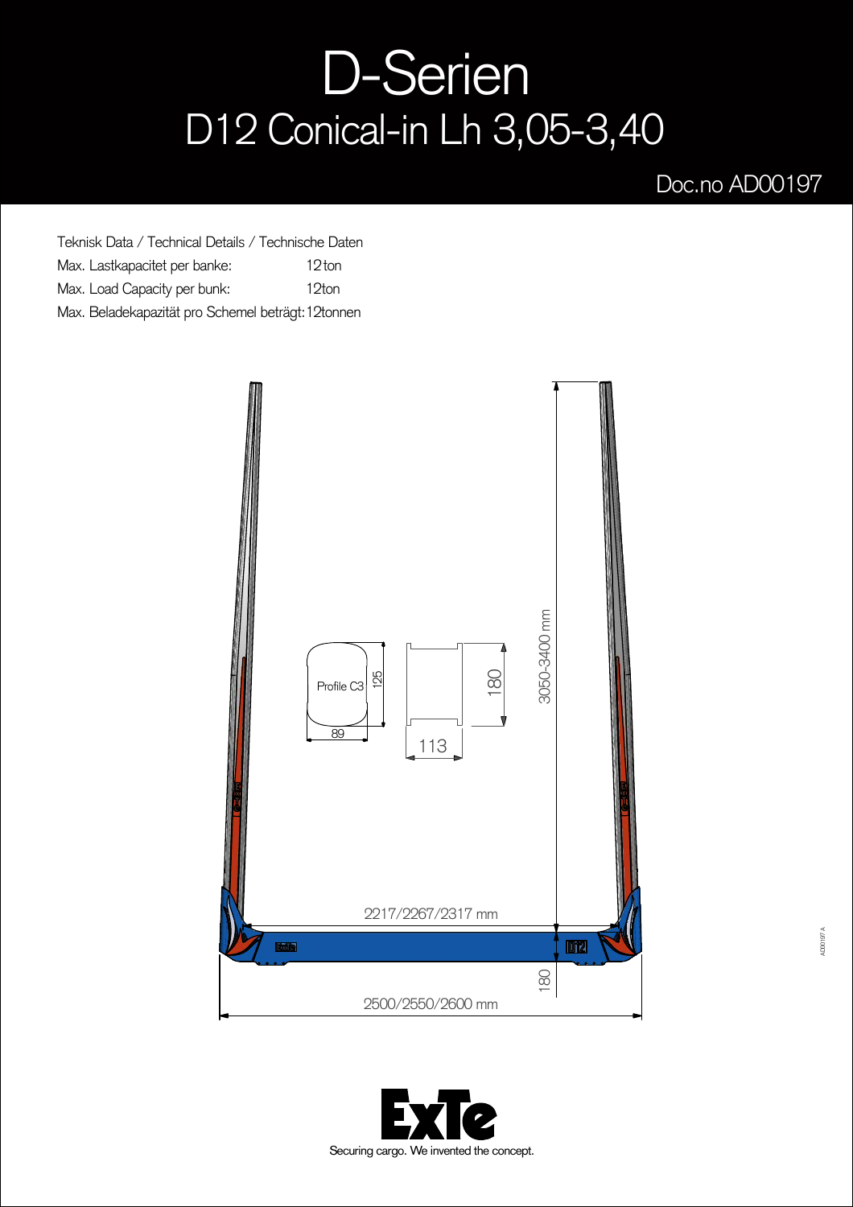# D-Serien

## D12 Conical-in Lh 3,05-3,40

Doc.no AD00197

Teknisk Data / Technical Details / Technische Daten

| | |
|---|---|
| Max. Lastkapacitet per banke: | 12 ton |
| Max. Load Capacity per bunk: | 12ton |
| Max. Beladekapazität pro Schemel beträgt: | 12tonnen |

Profile C3

125

89

180

113

3050-3400 mm

2217/2267/2317 mm

180

2500/2550/2600 mm

ExTe

Securing cargo. We invented the concept.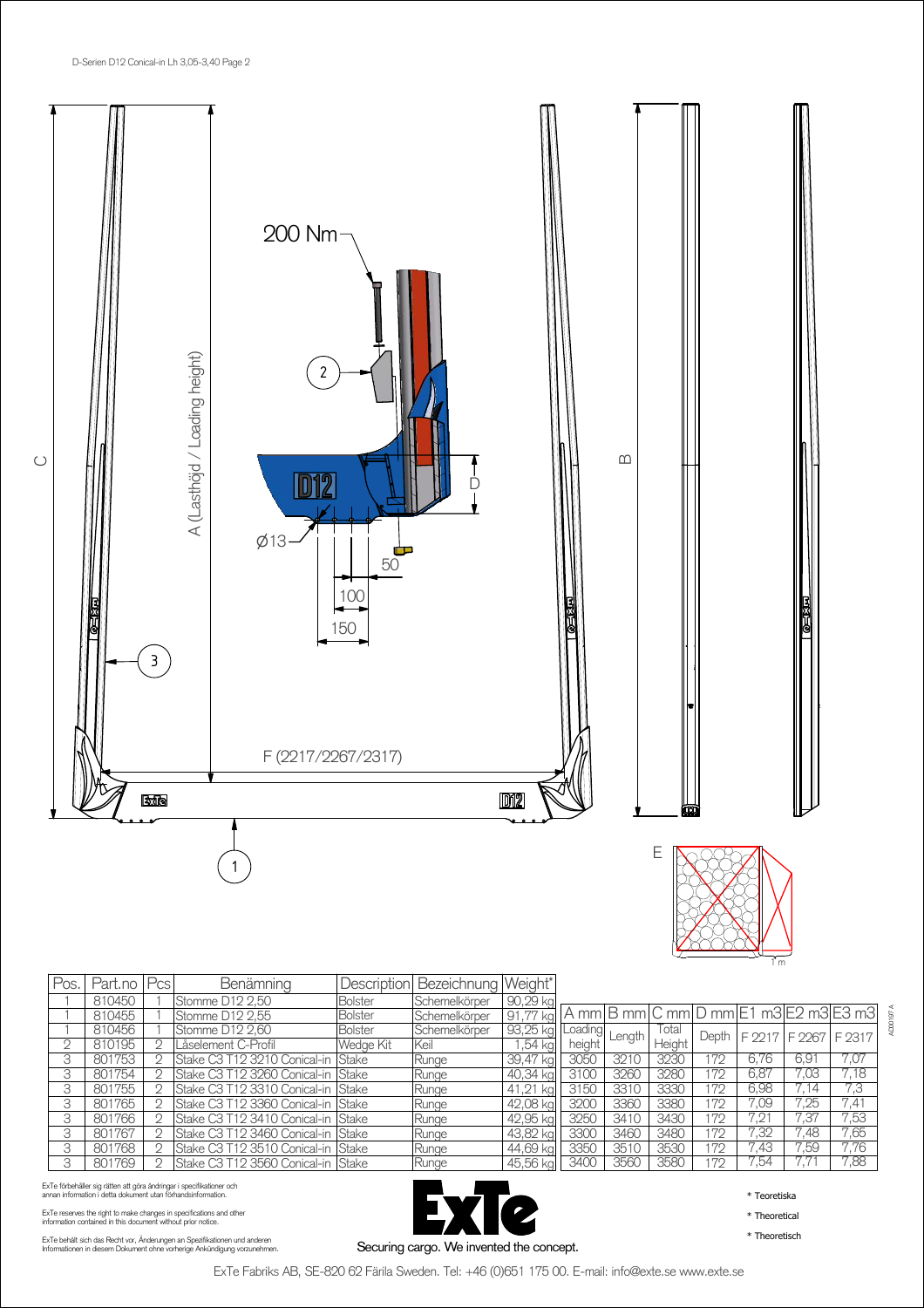200 Nm

2

A (Lasthöjd / Loading height)

C

B

D

Ø13

50

100

150

3

F (2217/2267/2317)

1

E

1 m

| Pos. | Part.no | Pcs | Benämning | Description | Bezeichnung | Weight* |
|---|---|---|---|---|---|---|
| 1 | 810450 | 1 | Stomme D12 2,50 | Bolster | Schemelkörper | 90,29 kg |
| 1 | 810455 | 1 | Stomme D12 2,55 | Bolster | Schemelkörper | 91,77 kg |
| 1 | 810456 | 1 | Stomme D12 2,60 | Bolster | Schemelkörper | 93,25 kg |
| 2 | 810195 | 2 | Låselement C-Profil | Wedge Kit | Keil | 1,54 kg |
| 3 | 801753 | 2 | Stake C3 T12 3210 Conical-in | Stake | Runge | 39,47 kg |
| 3 | 801754 | 2 | Stake C3 T12 3260 Conical-in | Stake | Runge | 40,34 kg |
| 3 | 801755 | 2 | Stake C3 T12 3310 Conical-in | Stake | Runge | 41,21 kg |
| 3 | 801765 | 2 | Stake C3 T12 3360 Conical-in | Stake | Runge | 42,08 kg |
| 3 | 801766 | 2 | Stake C3 T12 3410 Conical-in | Stake | Runge | 42,95 kg |
| 3 | 801767 | 2 | Stake C3 T12 3460 Conical-in | Stake | Runge | 43,82 kg |
| 3 | 801768 | 2 | Stake C3 T12 3510 Conical-in | Stake | Runge | 44,69 kg |
| 3 | 801769 | 2 | Stake C3 T12 3560 Conical-in | Stake | Runge | 45,56 kg |

| A mm | B mm | C mm | D mm | E1 m3 | E2 m3 | E3 m3 |
|---|---|---|---|---|---|---|
| Loading height | Length | Total Height | Depth | F 2217 | F 2267 | F 2317 |
| 3050 | 3210 | 3230 | 172 | 6,76 | 6,91 | 7,07 |
| 3100 | 3260 | 3280 | 172 | 6,87 | 7,03 | 7,18 |
| 3150 | 3310 | 3330 | 172 | 6,98 | 7,14 | 7,3 |
| 3200 | 3360 | 3380 | 172 | 7,09 | 7,25 | 7,41 |
| 3250 | 3410 | 3430 | 172 | 7,21 | 7,37 | 7,53 |
| 3300 | 3460 | 3480 | 172 | 7,32 | 7,48 | 7,65 |
| 3350 | 3510 | 3530 | 172 | 7,43 | 7,59 | 7,76 |
| 3400 | 3560 | 3580 | 172 | 7,54 | 7,71 | 7,88 |

A00197 A

ExTe förbehåller sig rätten att göra ändringar i specifikationer och annan information i detta dokument utan förhandsinformation.

ExTe reserves the right to make changes in specifications and other information contained in this document without prior notice.

ExTe behält sich das Recht vor, Änderungen an Spezifikationen und anderen Informationen in diesem Dokument ohne vorherige Ankündigung vorzunehmen.

ExTe

Securing cargo. We invented the concept.

* Teoretiska

* Theoretical

* Theoretisch

ExTe Fabriks AB, SE-820 62 Färila Sweden. Tel: +46 (0)651 175 00. E-mail: info@exte.se www.exte.se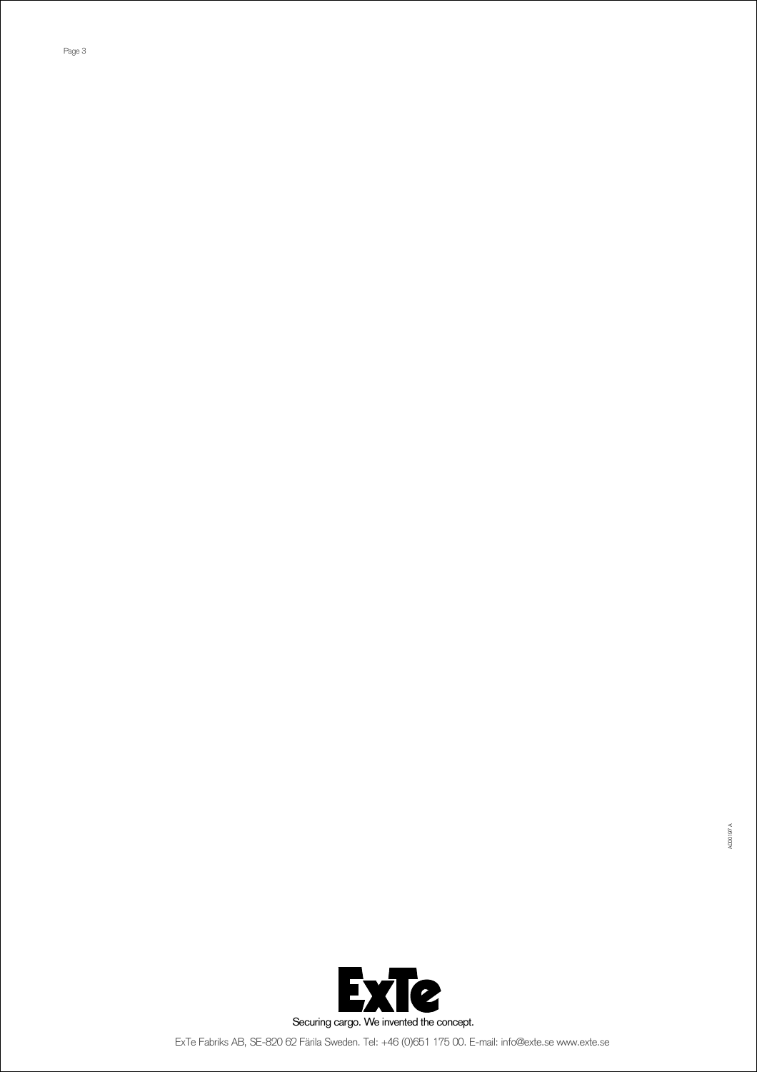A00197 A

ExTe

Securing cargo. We invented the concept.

ExTe Fabriks AB, SE-820 62 Färila Sweden. Tel: +46 (0)651 175 00. E-mail: info@exte.se www.exte.se